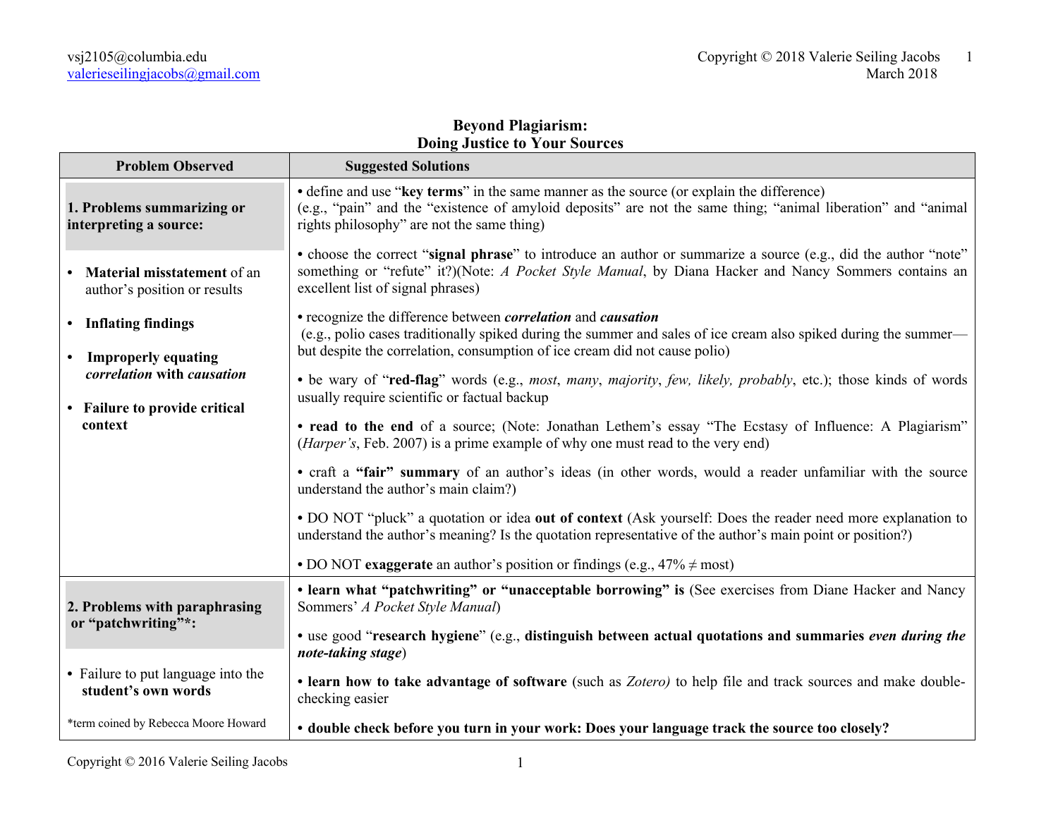vsj2105@columbia.edu
valerieseilingjacobs@gmail.com

Copyright © 2018 Valerie Seiling Jacobs
March 2018

# Beyond Plagiarism: Doing Justice to Your Sources

| Problem Observed | Suggested Solutions |
|---|---|
| **1. Problems summarizing or interpreting a source:**<br><br>• **Material misstatement** of an author's position or results<br><br>• **Inflating findings**<br><br>• **Improperly equating *correlation* with *causation***<br><br>• **Failure to provide critical context** | • define and use "**key terms**" in the same manner as the source (or explain the difference) (e.g., "pain" and the "existence of amyloid deposits" are not the same thing; "animal liberation" and "animal rights philosophy" are not the same thing)<br><br>• choose the correct "**signal phrase**" to introduce an author or summarize a source (e.g., did the author "note" something or "refute" it?)(Note: *A Pocket Style Manual*, by Diana Hacker and Nancy Sommers contains an excellent list of signal phrases)<br><br>• recognize the difference between ***correlation*** and ***causation*** (e.g., polio cases traditionally spiked during the summer and sales of ice cream also spiked during the summer—but despite the correlation, consumption of ice cream did not cause polio)<br><br>• be wary of "**red-flag**" words (e.g., *most*, *many*, *majority*, *few, likely, probably*, etc.); those kinds of words usually require scientific or factual backup<br><br>• **read to the end** of a source; (Note: Jonathan Lethem's essay "The Ecstasy of Influence: A Plagiarism" (*Harper's*, Feb. 2007) is a prime example of why one must read to the very end)<br><br>• craft a **"fair" summary** of an author's ideas (in other words, would a reader unfamiliar with the source understand the author's main claim?)<br><br>• DO NOT "pluck" a quotation or idea **out of context** (Ask yourself: Does the reader need more explanation to understand the author's meaning? Is the quotation representative of the author's main point or position?)<br><br>• DO NOT **exaggerate** an author's position or findings (e.g., 47% ≠ most) |
| **2. Problems with paraphrasing or "patchwriting"\*:**<br><br>• Failure to put language into the **student's own words**<br><br>\*term coined by Rebecca Moore Howard | • **learn what "patchwriting" or "unacceptable borrowing" is** (See exercises from Diane Hacker and Nancy Sommers' *A Pocket Style Manual*)<br><br>• use good "**research hygiene**" (e.g., **distinguish between actual quotations and summaries *even during the note-taking stage***)<br><br>• **learn how to take advantage of software** (such as *Zotero)* to help file and track sources and make double-checking easier<br><br>• **double check before you turn in your work: Does your language track the source too closely?** |

Copyright © 2016 Valerie Seiling Jacobs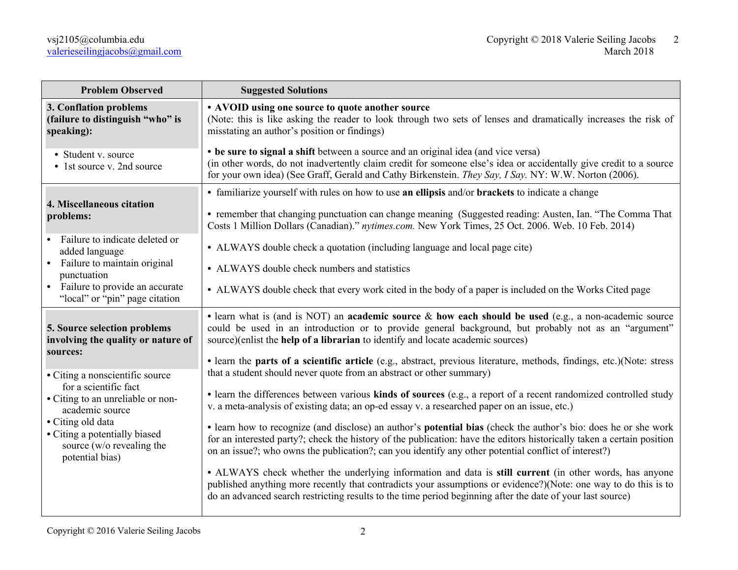| Problem Observed | Suggested Solutions |
|---|---|
| **3. Conflation problems (failure to distinguish "who" is speaking):** <br>• Student v. source <br>• 1st source v. 2nd source | • **AVOID using one source to quote another source** <br>(Note: this is like asking the reader to look through two sets of lenses and dramatically increases the risk of misstating an author's position or findings) <br><br>• **be sure to signal a shift** between a source and an original idea (and vice versa) <br>(in other words, do not inadvertently claim credit for someone else's idea or accidentally give credit to a source for your own idea) (See Graff, Gerald and Cathy Birkenstein. *They Say, I Say.* NY: W.W. Norton (2006). |
| **4. Miscellaneous citation problems:** <br>• Failure to indicate deleted or added language <br>• Failure to maintain original punctuation <br>• Failure to provide an accurate "local" or "pin" page citation | • familiarize yourself with rules on how to use **an ellipsis** and/or **brackets** to indicate a change <br><br>• remember that changing punctuation can change meaning (Suggested reading: Austen, Ian. "The Comma That Costs 1 Million Dollars (Canadian)." *nytimes.com.* New York Times, 25 Oct. 2006. Web. 10 Feb. 2014) <br><br>• ALWAYS double check a quotation (including language and local page cite) <br><br>• ALWAYS double check numbers and statistics <br><br>• ALWAYS double check that every work cited in the body of a paper is included on the Works Cited page |
| **5. Source selection problems involving the quality or nature of sources:** <br>• Citing a nonscientific source for a scientific fact <br>• Citing to an unreliable or non-academic source <br>• Citing old data <br>• Citing a potentially biased source (w/o revealing the potential bias) | • learn what is (and is NOT) an **academic source** & **how each should be used** (e.g., a non-academic source could be used in an introduction or to provide general background, but probably not as an "argument" source)(enlist the **help of a librarian** to identify and locate academic sources) <br><br>• learn the **parts of a scientific article** (e.g., abstract, previous literature, methods, findings, etc.)(Note: stress that a student should never quote from an abstract or other summary) <br><br>• learn the differences between various **kinds of sources** (e.g., a report of a recent randomized controlled study v. a meta-analysis of existing data; an op-ed essay v. a researched paper on an issue, etc.) <br><br>• learn how to recognize (and disclose) an author's **potential bias** (check the author's bio: does he or she work for an interested party?; check the history of the publication: have the editors historically taken a certain position on an issue?; who owns the publication?; can you identify any other potential conflict of interest?) <br><br>• ALWAYS check whether the underlying information and data is **still current** (in other words, has anyone published anything more recently that contradicts your assumptions or evidence?)(Note: one way to do this is to do an advanced search restricting results to the time period beginning after the date of your last source) |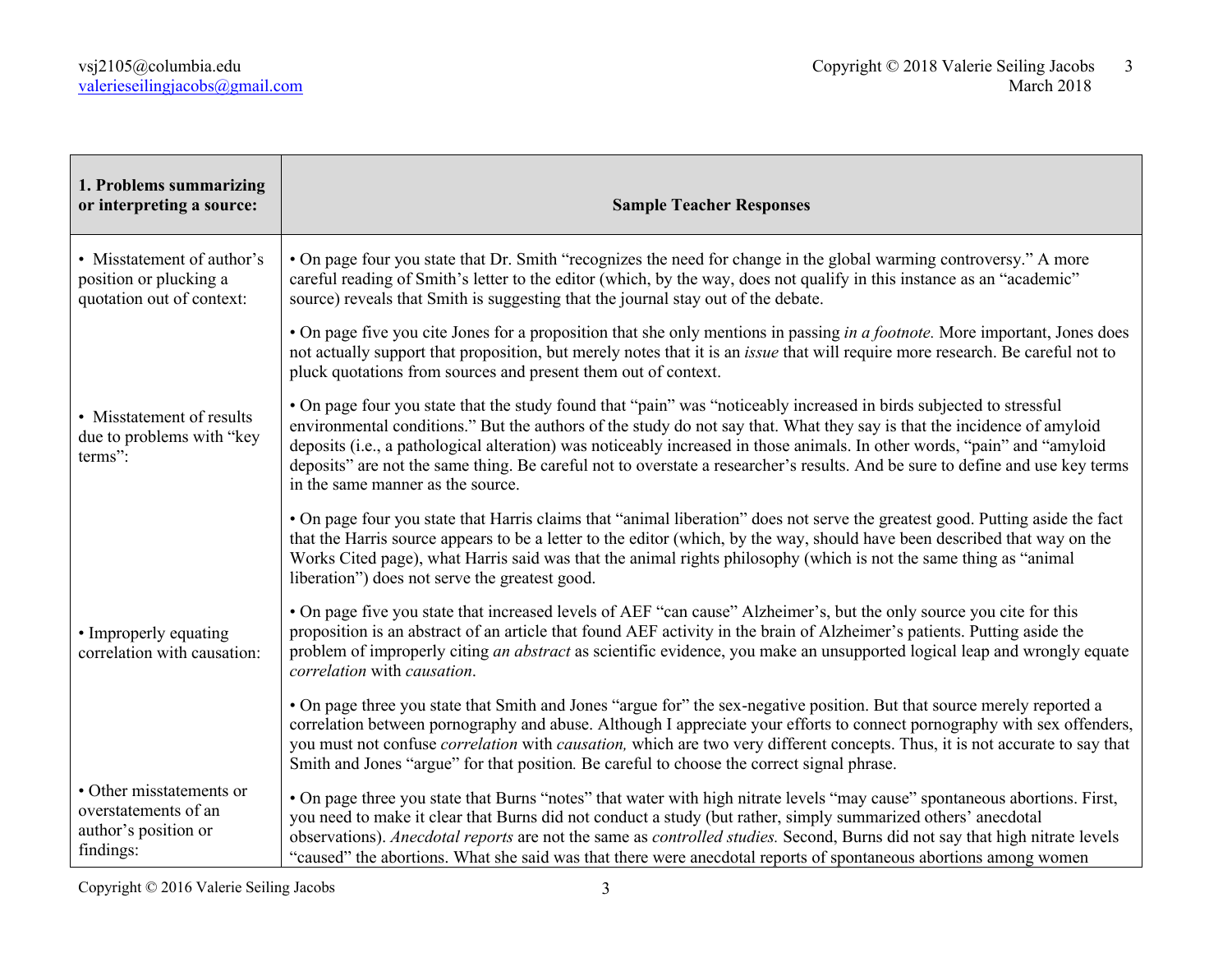| **1. Problems summarizing or interpreting a source:** | **Sample Teacher Responses** |
|---|---|
| • Misstatement of author's position or plucking a quotation out of context: | • On page four you state that Dr. Smith "recognizes the need for change in the global warming controversy." A more careful reading of Smith's letter to the editor (which, by the way, does not qualify in this instance as an "academic" source) reveals that Smith is suggesting that the journal stay out of the debate. |
| | • On page five you cite Jones for a proposition that she only mentions in passing *in a footnote.* More important, Jones does not actually support that proposition, but merely notes that it is an *issue* that will require more research. Be careful not to pluck quotations from sources and present them out of context. |
| • Misstatement of results due to problems with "key terms": | • On page four you state that the study found that "pain" was "noticeably increased in birds subjected to stressful environmental conditions." But the authors of the study do not say that. What they say is that the incidence of amyloid deposits (i.e., a pathological alteration) was noticeably increased in those animals. In other words, "pain" and "amyloid deposits" are not the same thing. Be careful not to overstate a researcher's results. And be sure to define and use key terms in the same manner as the source. |
| | • On page four you state that Harris claims that "animal liberation" does not serve the greatest good. Putting aside the fact that the Harris source appears to be a letter to the editor (which, by the way, should have been described that way on the Works Cited page), what Harris said was that the animal rights philosophy (which is not the same thing as "animal liberation") does not serve the greatest good. |
| • Improperly equating correlation with causation: | • On page five you state that increased levels of AEF "can cause" Alzheimer's, but the only source you cite for this proposition is an abstract of an article that found AEF activity in the brain of Alzheimer's patients. Putting aside the problem of improperly citing *an abstract* as scientific evidence, you make an unsupported logical leap and wrongly equate *correlation* with *causation*. |
| | • On page three you state that Smith and Jones "argue for" the sex-negative position. But that source merely reported a correlation between pornography and abuse. Although I appreciate your efforts to connect pornography with sex offenders, you must not confuse *correlation* with *causation,* which are two very different concepts. Thus, it is not accurate to say that Smith and Jones "argue" for that position*.* Be careful to choose the correct signal phrase. |
| • Other misstatements or overstatements of an author's position or findings: | • On page three you state that Burns "notes" that water with high nitrate levels "may cause" spontaneous abortions. First, you need to make it clear that Burns did not conduct a study (but rather, simply summarized others' anecdotal observations). *Anecdotal reports* are not the same as *controlled studies.* Second, Burns did not say that high nitrate levels "caused" the abortions. What she said was that there were anecdotal reports of spontaneous abortions among women |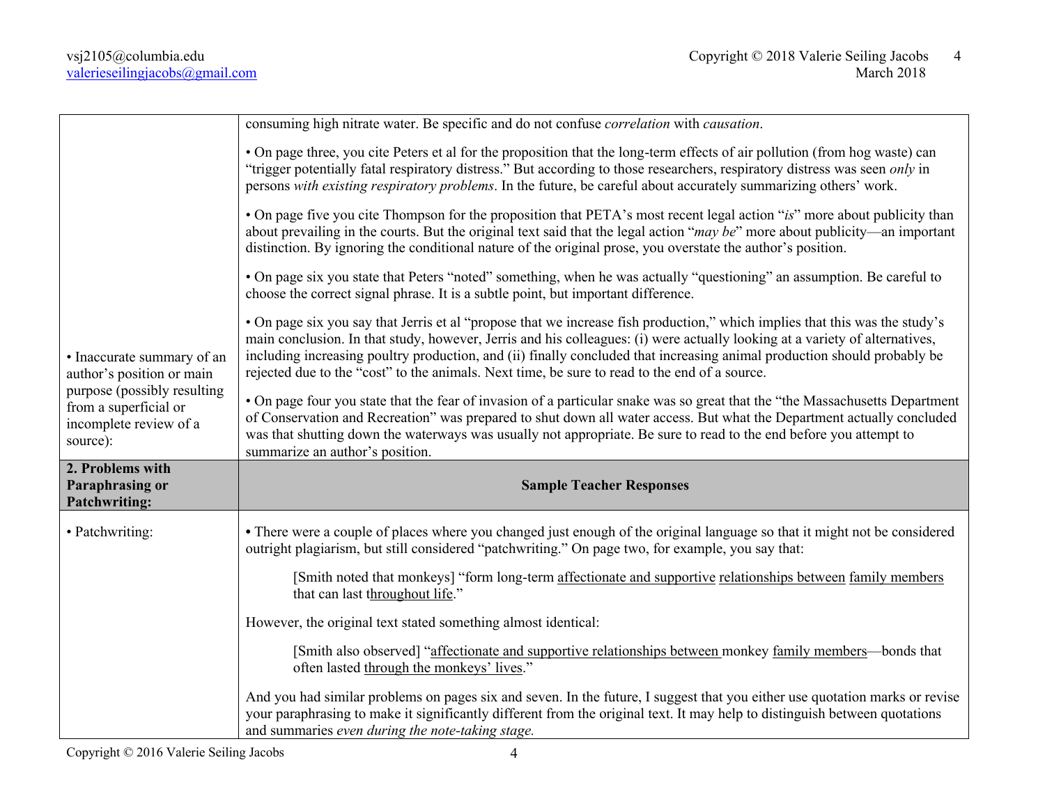| | |
|---|---|
| • Inaccurate summary of an author's position or main purpose (possibly resulting from a superficial or incomplete review of a source): | consuming high nitrate water. Be specific and do not confuse *correlation* with *causation*.<br><br>• On page three, you cite Peters et al for the proposition that the long-term effects of air pollution (from hog waste) can "trigger potentially fatal respiratory distress." But according to those researchers, respiratory distress was seen *only* in persons *with existing respiratory problems*. In the future, be careful about accurately summarizing others' work.<br><br>• On page five you cite Thompson for the proposition that PETA's most recent legal action "*is*" more about publicity than about prevailing in the courts. But the original text said that the legal action "*may be*" more about publicity—an important distinction. By ignoring the conditional nature of the original prose, you overstate the author's position.<br><br>• On page six you state that Peters "noted" something, when he was actually "questioning" an assumption. Be careful to choose the correct signal phrase. It is a subtle point, but important difference.<br><br>• On page six you say that Jerris et al "propose that we increase fish production," which implies that this was the study's main conclusion. In that study, however, Jerris and his colleagues: (i) were actually looking at a variety of alternatives, including increasing poultry production, and (ii) finally concluded that increasing animal production should probably be rejected due to the "cost" to the animals. Next time, be sure to read to the end of a source.<br><br>• On page four you state that the fear of invasion of a particular snake was so great that the "the Massachusetts Department of Conservation and Recreation" was prepared to shut down all water access. But what the Department actually concluded was that shutting down the waterways was usually not appropriate. Be sure to read to the end before you attempt to summarize an author's position. |
| **2. Problems with Paraphrasing or Patchwriting:** | **Sample Teacher Responses** |
| • Patchwriting: | **•** There were a couple of places where you changed just enough of the original language so that it might not be considered outright plagiarism, but still considered "patchwriting." On page two, for example, you say that:<br><br>[Smith noted that monkeys] "form long-term <u>affectionate and supportive</u> <u>relationships between</u> <u>family members</u> that can last t<u>hroughout life</u>."<br><br>However, the original text stated something almost identical:<br><br>[Smith also observed] "<u>affectionate and supportive relationships between</u> monkey <u>family members</u>—bonds that often lasted <u>through the monkeys' lives</u>."<br><br>And you had similar problems on pages six and seven. In the future, I suggest that you either use quotation marks or revise your paraphrasing to make it significantly different from the original text. It may help to distinguish between quotations and summaries *even during the note-taking stage.* |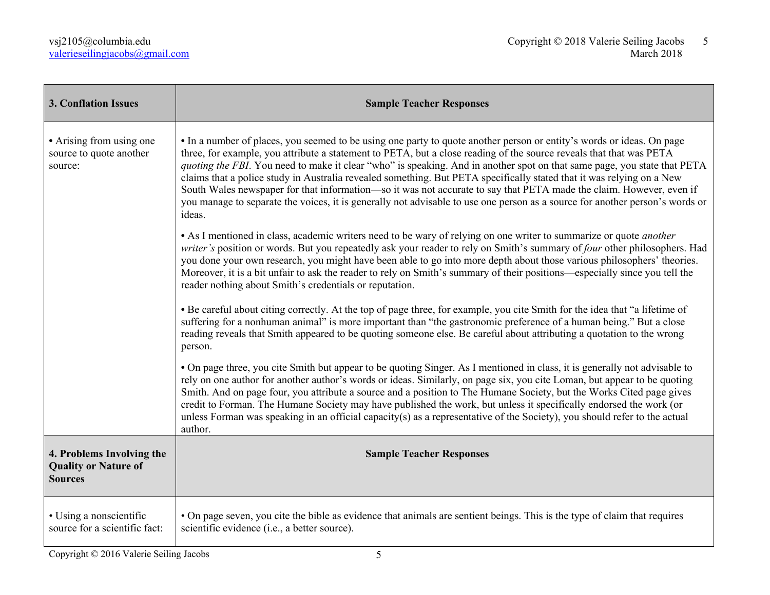| **3. Conflation Issues** | **Sample Teacher Responses** |
| --- | --- |
| • Arising from using one source to quote another source: | • In a number of places, you seemed to be using one party to quote another person or entity's words or ideas. On page three, for example, you attribute a statement to PETA, but a close reading of the source reveals that that was PETA *quoting the FBI*. You need to make it clear "who" is speaking. And in another spot on that same page, you state that PETA claims that a police study in Australia revealed something. But PETA specifically stated that it was relying on a New South Wales newspaper for that information—so it was not accurate to say that PETA made the claim. However, even if you manage to separate the voices, it is generally not advisable to use one person as a source for another person's words or ideas.<br><br>• As I mentioned in class, academic writers need to be wary of relying on one writer to summarize or quote *another writer's* position or words. But you repeatedly ask your reader to rely on Smith's summary of *four* other philosophers. Had you done your own research, you might have been able to go into more depth about those various philosophers' theories. Moreover, it is a bit unfair to ask the reader to rely on Smith's summary of their positions—especially since you tell the reader nothing about Smith's credentials or reputation.<br><br>• Be careful about citing correctly. At the top of page three, for example, you cite Smith for the idea that "a lifetime of suffering for a nonhuman animal" is more important than "the gastronomic preference of a human being." But a close reading reveals that Smith appeared to be quoting someone else. Be careful about attributing a quotation to the wrong person.<br><br>• On page three, you cite Smith but appear to be quoting Singer. As I mentioned in class, it is generally not advisable to rely on one author for another author's words or ideas. Similarly, on page six, you cite Loman, but appear to be quoting Smith. And on page four, you attribute a source and a position to The Humane Society, but the Works Cited page gives credit to Forman. The Humane Society may have published the work, but unless it specifically endorsed the work (or unless Forman was speaking in an official capacity(s) as a representative of the Society), you should refer to the actual author. |
| **4. Problems Involving the Quality or Nature of Sources** | **Sample Teacher Responses** |
| • Using a nonscientific source for a scientific fact: | • On page seven, you cite the bible as evidence that animals are sentient beings. This is the type of claim that requires scientific evidence (i.e., a better source). |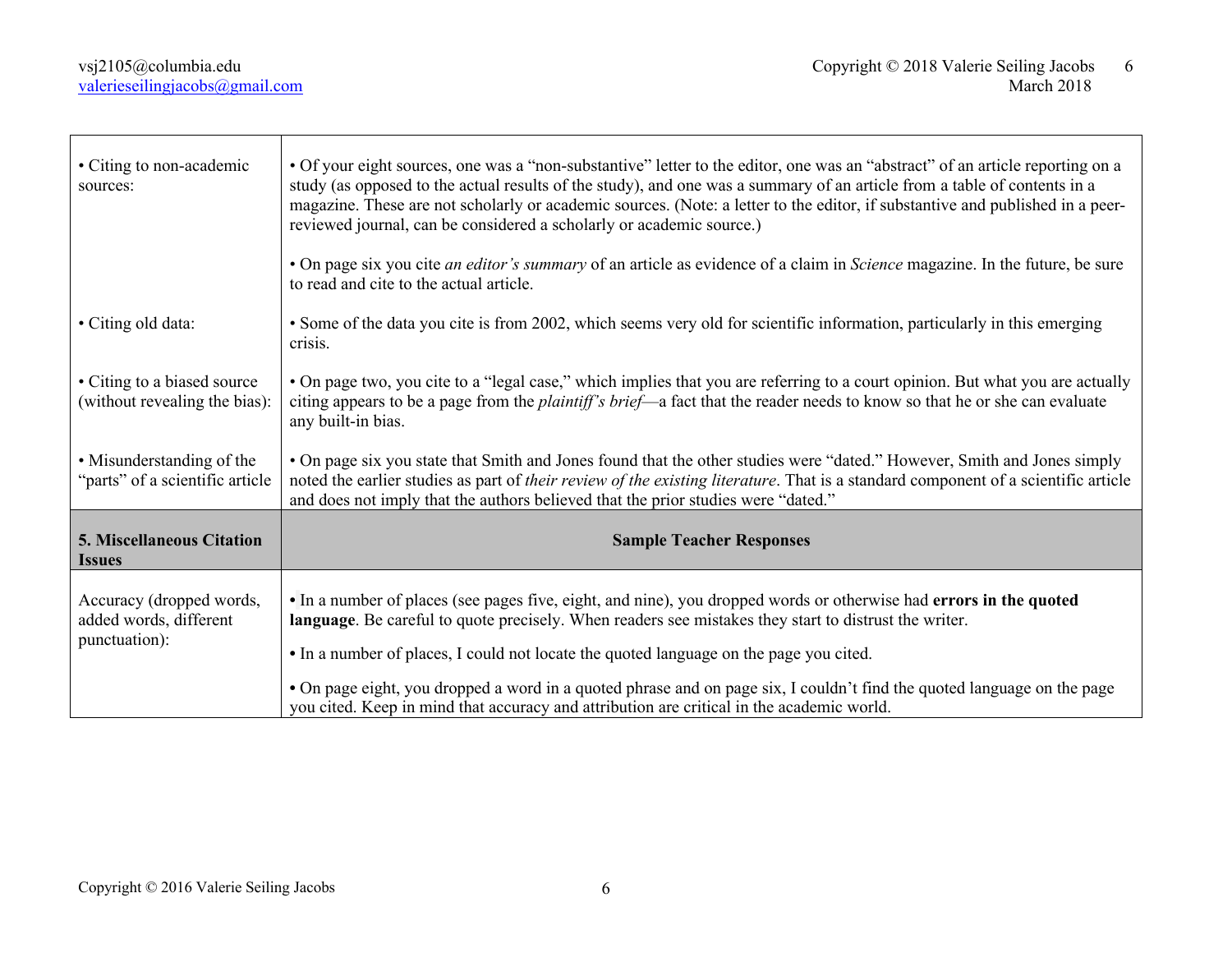| | |
|---|---|
| • Citing to non-academic sources: | • Of your eight sources, one was a "non-substantive" letter to the editor, one was an "abstract" of an article reporting on a study (as opposed to the actual results of the study), and one was a summary of an article from a table of contents in a magazine. These are not scholarly or academic sources. (Note: a letter to the editor, if substantive and published in a peer-reviewed journal, can be considered a scholarly or academic source.)<br><br>• On page six you cite *an editor's summary* of an article as evidence of a claim in *Science* magazine. In the future, be sure to read and cite to the actual article. |
| • Citing old data: | • Some of the data you cite is from 2002, which seems very old for scientific information, particularly in this emerging crisis. |
| • Citing to a biased source (without revealing the bias): | • On page two, you cite to a "legal case," which implies that you are referring to a court opinion. But what you are actually citing appears to be a page from the *plaintiff's brief*—a fact that the reader needs to know so that he or she can evaluate any built-in bias. |
| • Misunderstanding of the "parts" of a scientific article | • On page six you state that Smith and Jones found that the other studies were "dated." However, Smith and Jones simply noted the earlier studies as part of *their review of the existing literature*. That is a standard component of a scientific article and does not imply that the authors believed that the prior studies were "dated." |
| **5. Miscellaneous Citation Issues** | **Sample Teacher Responses** |
| Accuracy (dropped words, added words, different punctuation): | • In a number of places (see pages five, eight, and nine), you dropped words or otherwise had **errors in the quoted language**. Be careful to quote precisely. When readers see mistakes they start to distrust the writer.<br><br>• In a number of places, I could not locate the quoted language on the page you cited.<br><br>• On page eight, you dropped a word in a quoted phrase and on page six, I couldn't find the quoted language on the page you cited. Keep in mind that accuracy and attribution are critical in the academic world. |